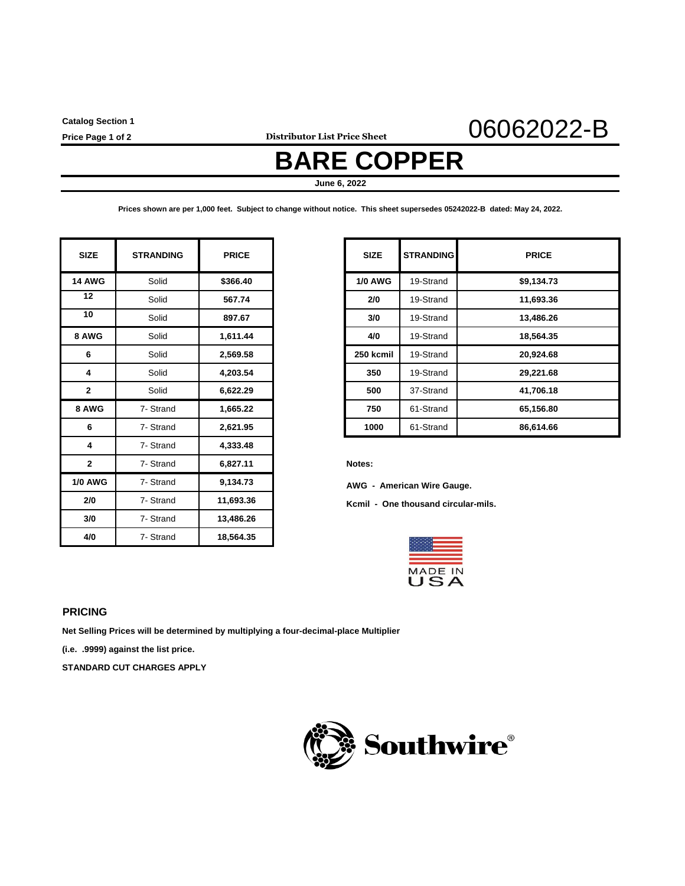Catalog Section 1

Price Page 1 of 2

Distributor List Price Sheet

06062022-B

# BARE COPPER

**June 6, 2022**

**Prices shown are per 1,000 feet. Subject to change without notice. This sheet supersedes 05242022-B dated: May 24, 2022.**

| SIZE | STRANDING | PRICE |
|---|---|---|
| **14 AWG** | Solid | **$366.40** |
| **12** | Solid | **567.74** |
| **10** | Solid | **897.67** |
| **8 AWG** | Solid | **1,611.44** |
| **6** | Solid | **2,569.58** |
| **4** | Solid | **4,203.54** |
| **2** | Solid | **6,622.29** |
| **8 AWG** | 7- Strand | **1,665.22** |
| **6** | 7- Strand | **2,621.95** |
| **4** | 7- Strand | **4,333.48** |
| **2** | 7- Strand | **6,827.11** |
| **1/0 AWG** | 7- Strand | **9,134.73** |
| **2/0** | 7- Strand | **11,693.36** |
| **3/0** | 7- Strand | **13,486.26** |
| **4/0** | 7- Strand | **18,564.35** |

| SIZE | STRANDING | PRICE |
|---|---|---|
| **1/0 AWG** | 19-Strand | **$9,134.73** |
| **2/0** | 19-Strand | **11,693.36** |
| **3/0** | 19-Strand | **13,486.26** |
| **4/0** | 19-Strand | **18,564.35** |
| **250 kcmil** | 19-Strand | **20,924.68** |
| **350** | 19-Strand | **29,221.68** |
| **500** | 37-Strand | **41,706.18** |
| **750** | 61-Strand | **65,156.80** |
| **1000** | 61-Strand | **86,614.66** |

**Notes:**

**AWG - American Wire Gauge.**

**Kcmil - One thousand circular-mils.**

MADE IN USA

## PRICING

**Net Selling Prices will be determined by multiplying a four-decimal-place Multiplier**

**(i.e. .9999) against the list price.**

**STANDARD CUT CHARGES APPLY**

Southwire®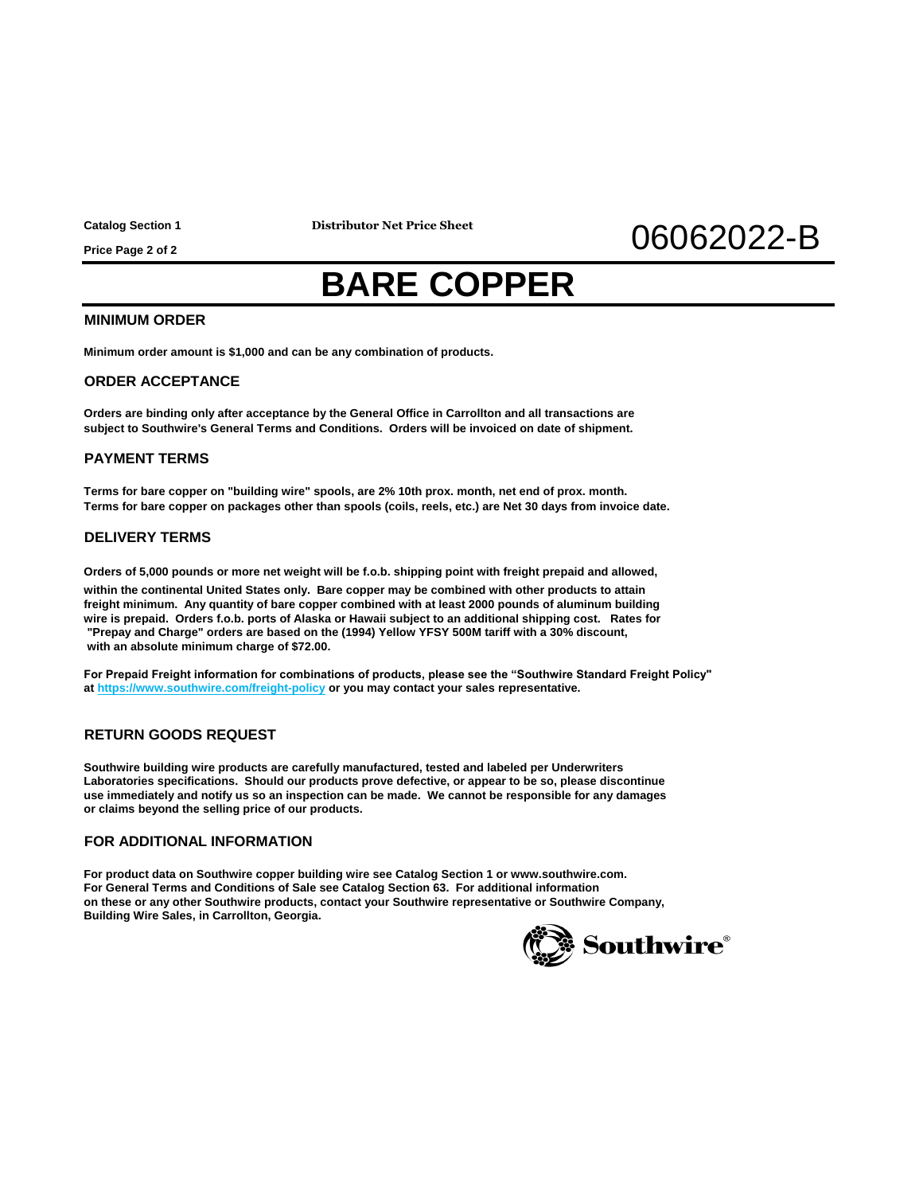Catalog Section 1

Price Page 2 of 2

**Distributor Net Price Sheet**

06062022-B

# BARE COPPER

## MINIMUM ORDER

**Minimum order amount is $1,000 and can be any combination of products.**

## ORDER ACCEPTANCE

**Orders are binding only after acceptance by the General Office in Carrollton and all transactions are subject to Southwire's General Terms and Conditions. Orders will be invoiced on date of shipment.**

## PAYMENT TERMS

**Terms for bare copper on "building wire" spools, are 2% 10th prox. month, net end of prox. month.**
**Terms for bare copper on packages other than spools (coils, reels, etc.) are Net 30 days from invoice date.**

## DELIVERY TERMS

**Orders of 5,000 pounds or more net weight will be f.o.b. shipping point with freight prepaid and allowed, within the continental United States only. Bare copper may be combined with other products to attain freight minimum. Any quantity of bare copper combined with at least 2000 pounds of aluminum building wire is prepaid. Orders f.o.b. ports of Alaska or Hawaii subject to an additional shipping cost. Rates for "Prepay and Charge" orders are based on the (1994) Yellow YFSY 500M tariff with a 30% discount, with an absolute minimum charge of $72.00.**

**For Prepaid Freight information for combinations of products, please see the "Southwire Standard Freight Policy" at https://www.southwire.com/freight-policy or you may contact your sales representative.**

## RETURN GOODS REQUEST

**Southwire building wire products are carefully manufactured, tested and labeled per Underwriters Laboratories specifications. Should our products prove defective, or appear to be so, please discontinue use immediately and notify us so an inspection can be made. We cannot be responsible for any damages or claims beyond the selling price of our products.**

## FOR ADDITIONAL INFORMATION

**For product data on Southwire copper building wire see Catalog Section 1 or www.southwire.com. For General Terms and Conditions of Sale see Catalog Section 63. For additional information on these or any other Southwire products, contact your Southwire representative or Southwire Company, Building Wire Sales, in Carrollton, Georgia.**

Southwire®